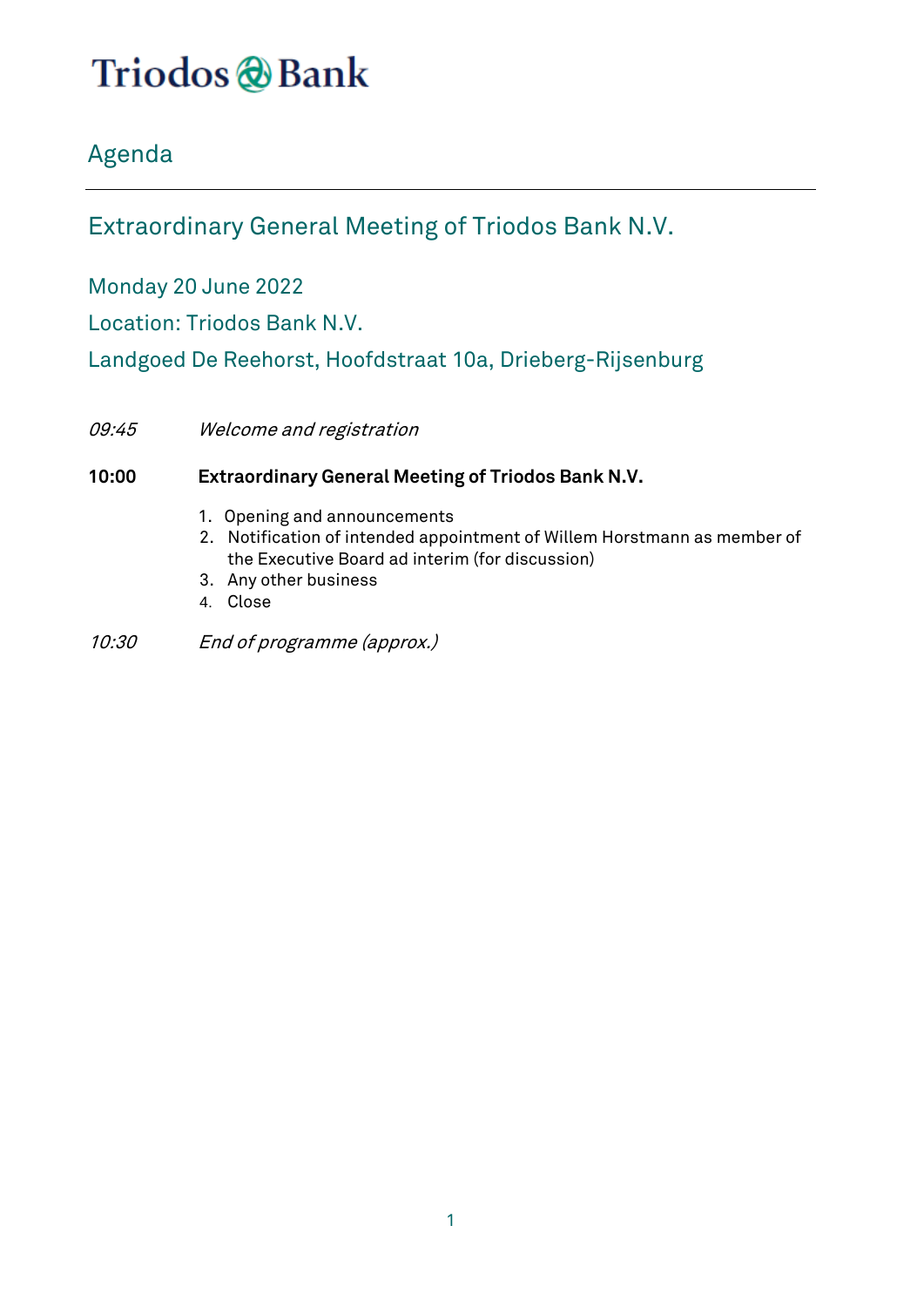Triodos Bank

# Agenda

## Extraordinary General Meeting of Triodos Bank N.V.

Monday 20 June 2022

Location: Triodos Bank N.V.

Landgoed De Reehorst, Hoofdstraat 10a, Drieberg-Rijsenburg

*09:45* *Welcome and registration*

**10:00** **Extraordinary General Meeting of Triodos Bank N.V.**

1. Opening and announcements
2. Notification of intended appointment of Willem Horstmann as member of the Executive Board ad interim (for discussion)
3. Any other business
4. Close

*10:30* *End of programme (approx.)*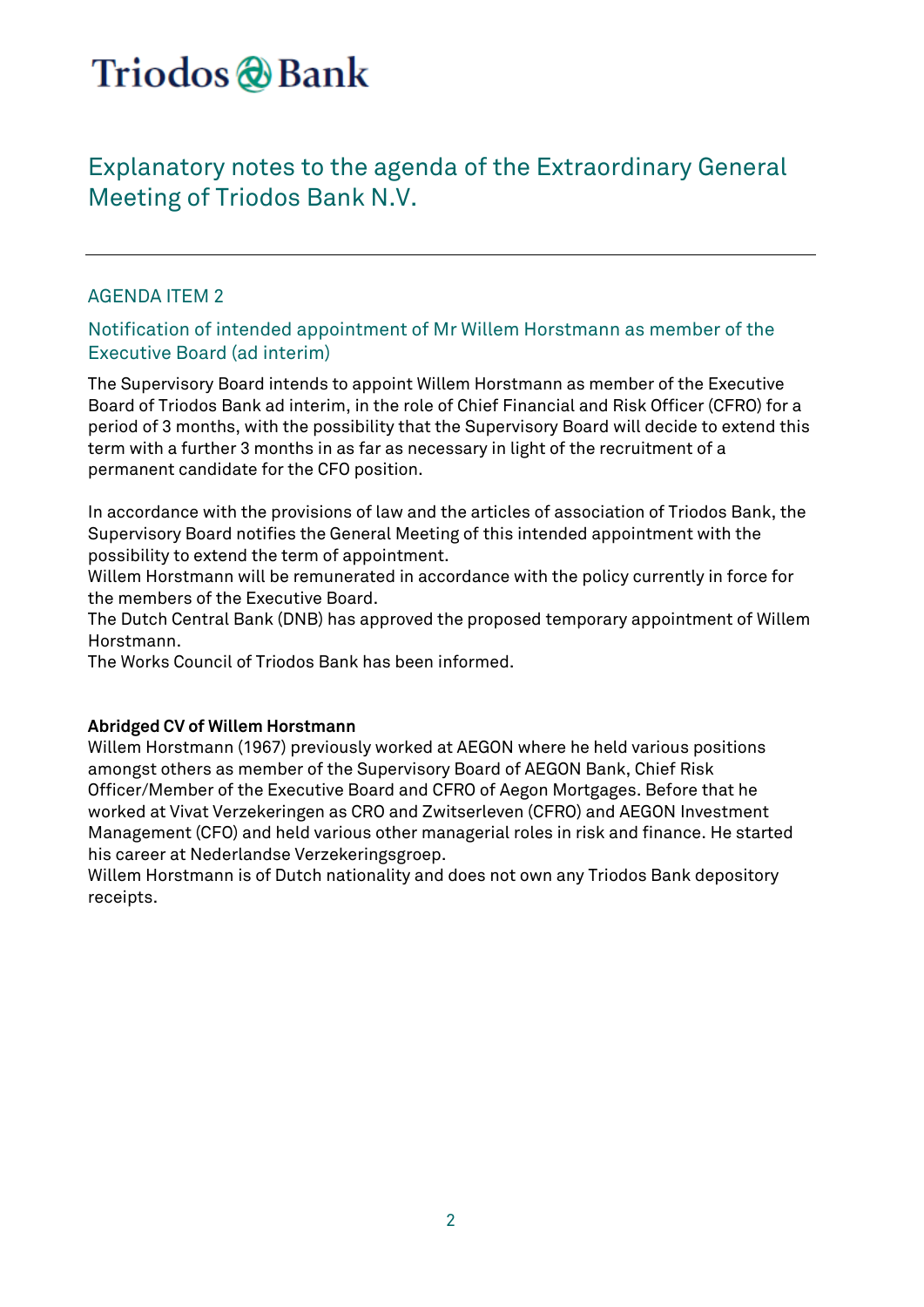Triodos Bank

# Explanatory notes to the agenda of the Extraordinary General Meeting of Triodos Bank N.V.

---

## AGENDA ITEM 2

### Notification of intended appointment of Mr Willem Horstmann as member of the Executive Board (ad interim)

The Supervisory Board intends to appoint Willem Horstmann as member of the Executive Board of Triodos Bank ad interim, in the role of Chief Financial and Risk Officer (CFRO) for a period of 3 months, with the possibility that the Supervisory Board will decide to extend this term with a further 3 months in as far as necessary in light of the recruitment of a permanent candidate for the CFO position.

In accordance with the provisions of law and the articles of association of Triodos Bank, the Supervisory Board notifies the General Meeting of this intended appointment with the possibility to extend the term of appointment.
Willem Horstmann will be remunerated in accordance with the policy currently in force for the members of the Executive Board.
The Dutch Central Bank (DNB) has approved the proposed temporary appointment of Willem Horstmann.
The Works Council of Triodos Bank has been informed.

**Abridged CV of Willem Horstmann**
Willem Horstmann (1967) previously worked at AEGON where he held various positions amongst others as member of the Supervisory Board of AEGON Bank, Chief Risk Officer/Member of the Executive Board and CFRO of Aegon Mortgages. Before that he worked at Vivat Verzekeringen as CRO and Zwitserleven (CFRO) and AEGON Investment Management (CFO) and held various other managerial roles in risk and finance. He started his career at Nederlandse Verzekeringsgroep.
Willem Horstmann is of Dutch nationality and does not own any Triodos Bank depository receipts.